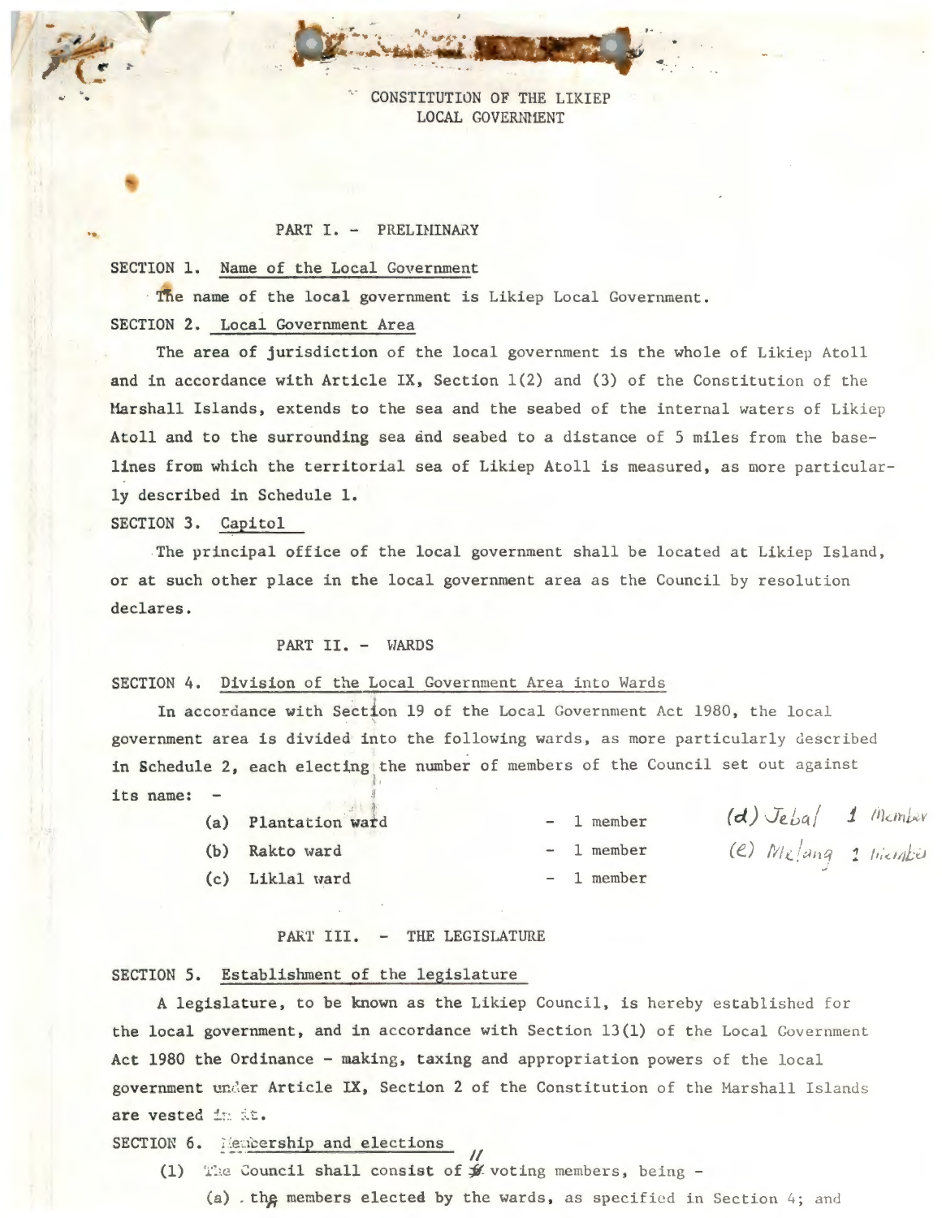# CONSTITUTION OF THE LIKIEP LOCAL GOVERNMENT

## PART I. - PRELIMINARY

**SECTION 1.** Name of the Local Government

The name of the local government is Likiep Local Government.

**SECTION 2.** Local Government Area

The area of jurisdiction of the local government is the whole of Likiep Atoll and in accordance with Article IX, Section 1(2) and (3) of the Constitution of the Marshall Islands, extends to the sea and the seabed of the internal waters of Likiep Atoll and to the surrounding sea and seabed to a distance of 5 miles from the baselines from which the territorial sea of Likiep Atoll is measured, as more particularly described in Schedule 1.

**SECTION 3.** Capitol

The principal office of the local government shall be located at Likiep Island, or at such other place in the local government area as the Council by resolution declares.

## PART II. - WARDS

**SECTION 4.** Division of the Local Government Area into Wards

In accordance with Section 19 of the Local Government Act 1980, the local government area is divided into the following wards, as more particularly described in Schedule 2, each electing the number of members of the Council set out against its name: -

- (a) Plantation ward - 1 member
- (b) Rakto ward - 1 member
- (c) Liklal ward - 1 member
- (d) Jebal 1 member
- (e) Melang 1 member

## PART III. - THE LEGISLATURE

**SECTION 5.** Establishment of the legislature

A legislature, to be known as the Likiep Council, is hereby established for the local government, and in accordance with Section 13(1) of the Local Government Act 1980 the Ordinance - making, taxing and appropriation powers of the local government under Article IX, Section 2 of the Constitution of the Marshall Islands are vested in it.

**SECTION 6.** Membership and elections

(1) The Council shall consist of ~~9~~ 11 voting members, being -

(a) the members elected by the wards, as specified in Section 4; and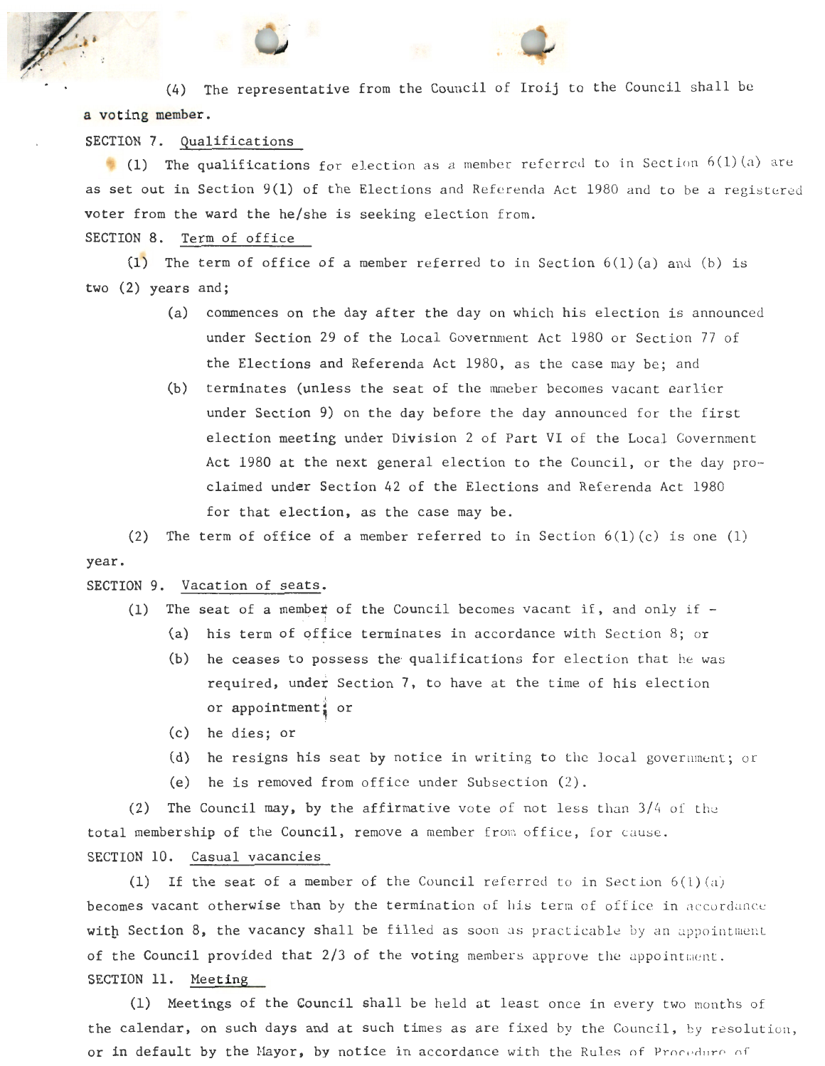(4) The representative from the Council of Iroij to the Council shall be a voting member.

SECTION 7. Qualifications

(1) The qualifications for election as a member referred to in Section 6(1)(a) are as set out in Section 9(1) of the Elections and Referenda Act 1980 and to be a registered voter from the ward the he/she is seeking election from.

SECTION 8. Term of office

(1) The term of office of a member referred to in Section 6(1)(a) and (b) is two (2) years and;

- (a) commences on the day after the day on which his election is announced under Section 29 of the Local Government Act 1980 or Section 77 of the Elections and Referenda Act 1980, as the case may be; and
- (b) terminates (unless the seat of the mmeber becomes vacant earlier under Section 9) on the day before the day announced for the first election meeting under Division 2 of Part VI of the Local Government Act 1980 at the next general election to the Council, or the day proclaimed under Section 42 of the Elections and Referenda Act 1980 for that election, as the case may be.

(2) The term of office of a member referred to in Section 6(1)(c) is one (1) year.

SECTION 9. Vacation of seats.

(1) The seat of a member of the Council becomes vacant if, and only if -

- (a) his term of office terminates in accordance with Section 8; or
- (b) he ceases to possess the qualifications for election that he was required, under Section 7, to have at the time of his election or appointment; or
- (c) he dies; or
- (d) he resigns his seat by notice in writing to the local government; or
- (e) he is removed from office under Subsection (2).

(2) The Council may, by the affirmative vote of not less than 3/4 of the total membership of the Council, remove a member from office, for cause.

SECTION 10. Casual vacancies

(1) If the seat of a member of the Council referred to in Section 6(1)(a) becomes vacant otherwise than by the termination of his term of office in accordance with Section 8, the vacancy shall be filled as soon as practicable by an appointment of the Council provided that 2/3 of the voting members approve the appointment.

SECTION 11. Meeting

(1) Meetings of the Council shall be held at least once in every two months of the calendar, on such days and at such times as are fixed by the Council, by resolution, or in default by the Mayor, by notice in accordance with the Rules of Procedure of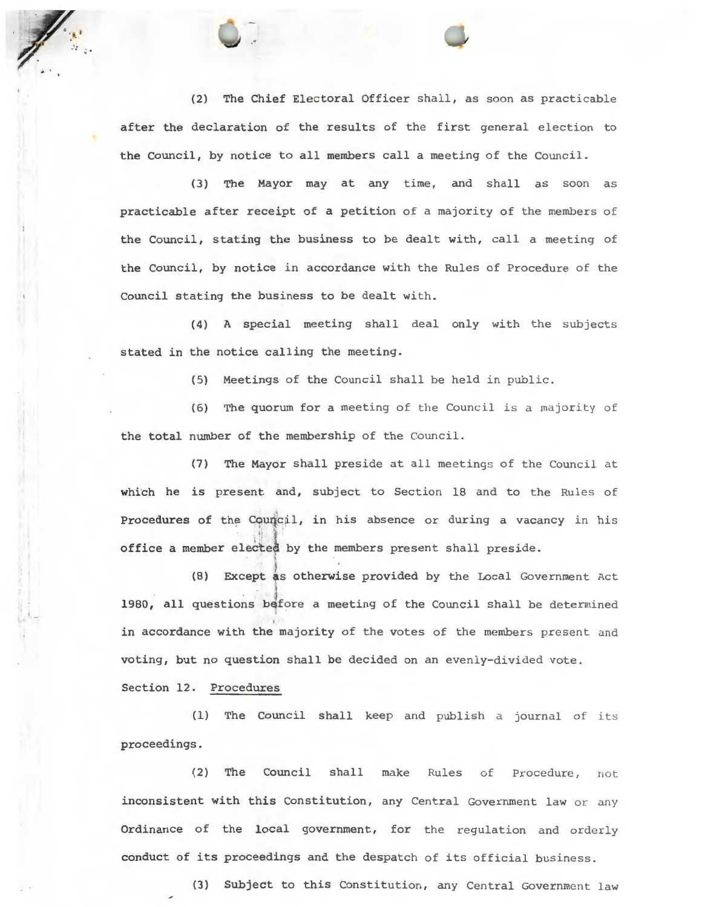(2) The Chief Electoral Officer shall, as soon as practicable after the declaration of the results of the first general election to the Council, by notice to all members call a meeting of the Council.

(3) The Mayor may at any time, and shall as soon as practicable after receipt of a petition of a majority of the members of the Council, stating the business to be dealt with, call a meeting of the Council, by notice in accordance with the Rules of Procedure of the Council stating the business to be dealt with.

(4) A special meeting shall deal only with the subjects stated in the notice calling the meeting.

(5) Meetings of the Council shall be held in public.

(6) The quorum for a meeting of the Council is a majority of the total number of the membership of the Council.

(7) The Mayor shall preside at all meetings of the Council at which he is present and, subject to Section 18 and to the Rules of Procedures of the Council, in his absence or during a vacancy in his office a member elected by the members present shall preside.

(8) Except as otherwise provided by the Local Government Act 1980, all questions before a meeting of the Council shall be determined in accordance with the majority of the votes of the members present and voting, but no question shall be decided on an evenly-divided vote.

Section 12. Procedures

(1) The Council shall keep and publish a journal of its proceedings.

(2) The Council shall make Rules of Procedure, not inconsistent with this Constitution, any Central Government law or any Ordinance of the local government, for the regulation and orderly conduct of its proceedings and the despatch of its official business.

(3) Subject to this Constitution, any Central Government law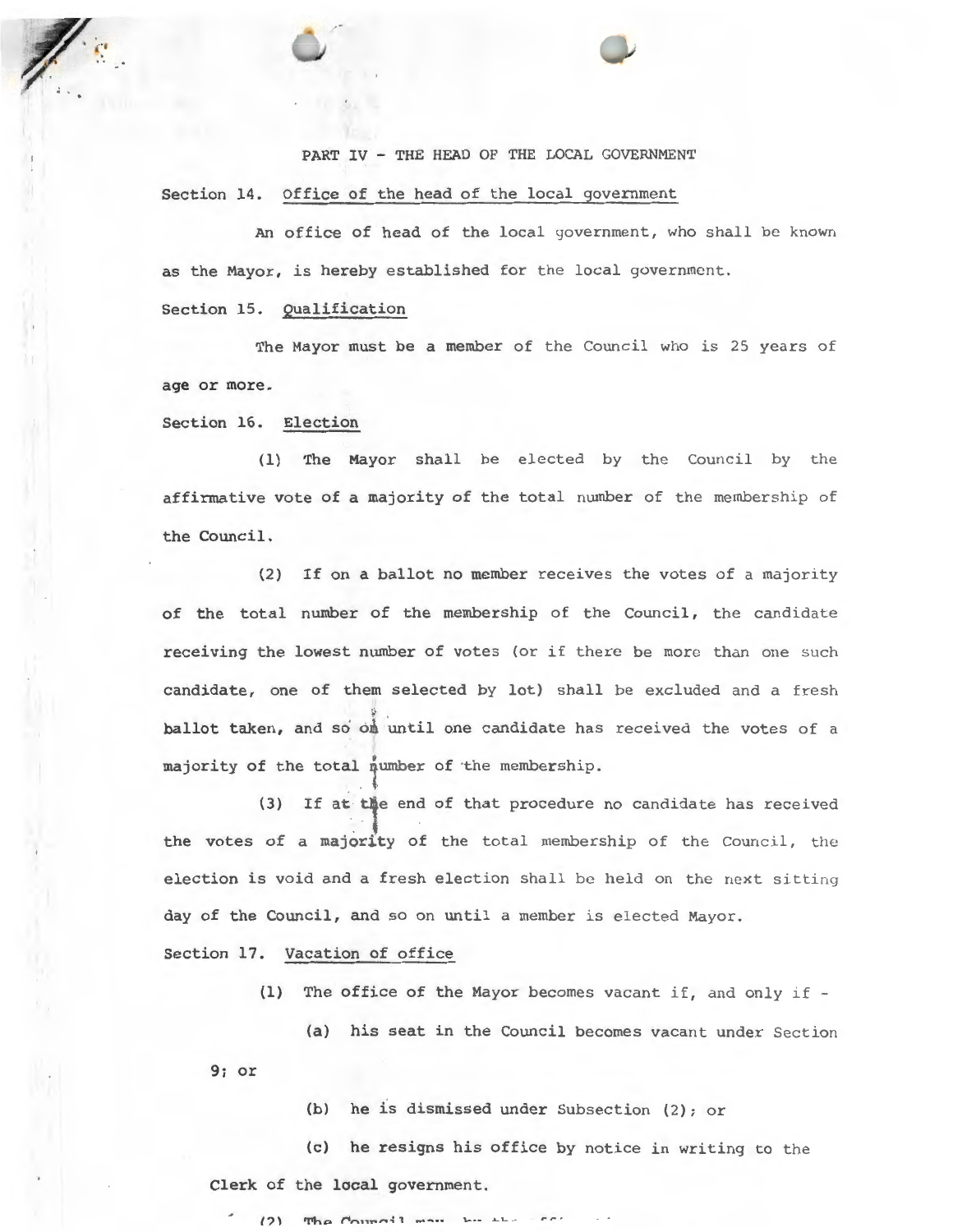## PART IV - THE HEAD OF THE LOCAL GOVERNMENT

Section 14. Office of the head of the local government

An office of head of the local government, who shall be known as the Mayor, is hereby established for the local government.

Section 15. Qualification

The Mayor must be a member of the Council who is 25 years of age or more.

Section 16. Election

(1) The Mayor shall be elected by the Council by the affirmative vote of a majority of the total number of the membership of the Council.

(2) If on a ballot no member receives the votes of a majority of the total number of the membership of the Council, the candidate receiving the lowest number of votes (or if there be more than one such candidate, one of them selected by lot) shall be excluded and a fresh ballot taken, and so on until one candidate has received the votes of a majority of the total number of the membership.

(3) If at the end of that procedure no candidate has received the votes of a majority of the total membership of the Council, the election is void and a fresh election shall be held on the next sitting day of the Council, and so on until a member is elected Mayor.

Section 17. Vacation of office

(1) The office of the Mayor becomes vacant if, and only if -

(a) his seat in the Council becomes vacant under Section 9; or

(b) he is dismissed under Subsection (2); or

(c) he resigns his office by notice in writing to the Clerk of the local government.

(2) The Council may, by the affi...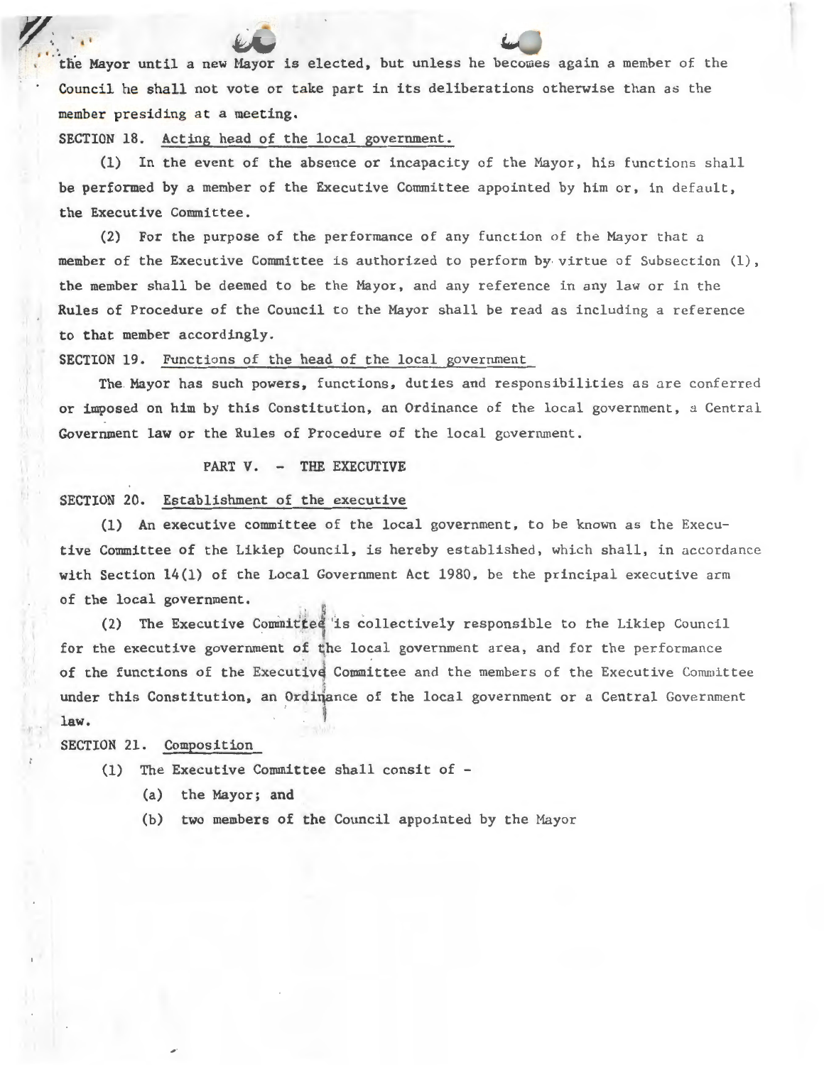the Mayor until a new Mayor is elected, but unless he becomes again a member of the Council he shall not vote or take part in its deliberations otherwise than as the member presiding at a meeting.

SECTION 18. Acting head of the local government.

(1) In the event of the absence or incapacity of the Mayor, his functions shall be performed by a member of the Executive Committee appointed by him or, in default, the Executive Committee.

(2) For the purpose of the performance of any function of the Mayor that a member of the Executive Committee is authorized to perform by virtue of Subsection (1), the member shall be deemed to be the Mayor, and any reference in any law or in the Rules of Procedure of the Council to the Mayor shall be read as including a reference to that member accordingly.

SECTION 19. Functions of the head of the local government

The Mayor has such powers, functions, duties and responsibilities as are conferred or imposed on him by this Constitution, an Ordinance of the local government, a Central Government law or the Rules of Procedure of the local government.

## PART V. - THE EXECUTIVE

SECTION 20. Establishment of the executive

(1) An executive committee of the local government, to be known as the Executive Committee of the Likiep Council, is hereby established, which shall, in accordance with Section 14(1) of the Local Government Act 1980, be the principal executive arm of the local government.

(2) The Executive Committee is collectively responsible to the Likiep Council for the executive government of the local government area, and for the performance of the functions of the Executive Committee and the members of the Executive Committee under this Constitution, an Ordinance of the local government or a Central Government law.

SECTION 21. Composition

(1) The Executive Committee shall consit of -

(a) the Mayor; and

(b) two members of the Council appointed by the Mayor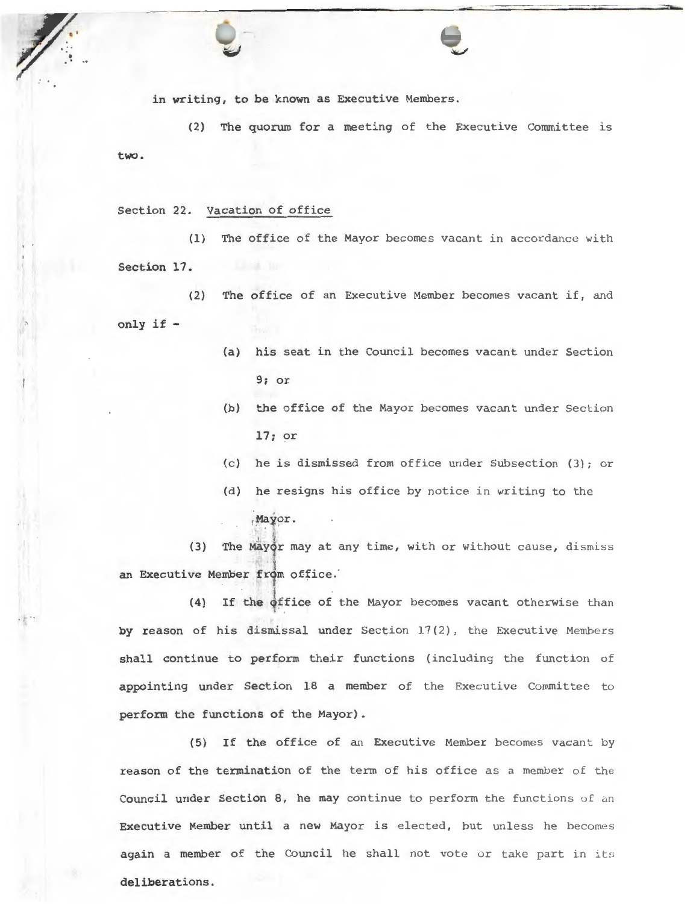in writing, to be known as Executive Members.

(2) The quorum for a meeting of the Executive Committee is two.

Section 22. Vacation of office

(1) The office of the Mayor becomes vacant in accordance with Section 17.

(2) The office of an Executive Member becomes vacant if, and only if -

(a) his seat in the Council becomes vacant under Section 9; or

(b) the office of the Mayor becomes vacant under Section 17; or

(c) he is dismissed from office under Subsection (3); or

(d) he resigns his office by notice in writing to the Mayor.

(3) The Mayor may at any time, with or without cause, dismiss an Executive Member from office.

(4) If the office of the Mayor becomes vacant otherwise than by reason of his dismissal under Section 17(2), the Executive Members shall continue to perform their functions (including the function of appointing under Section 18 a member of the Executive Committee to perform the functions of the Mayor).

(5) If the office of an Executive Member becomes vacant by reason of the termination of the term of his office as a member of the Council under Section 8, he may continue to perform the functions of an Executive Member until a new Mayor is elected, but unless he becomes again a member of the Council he shall not vote or take part in its deliberations.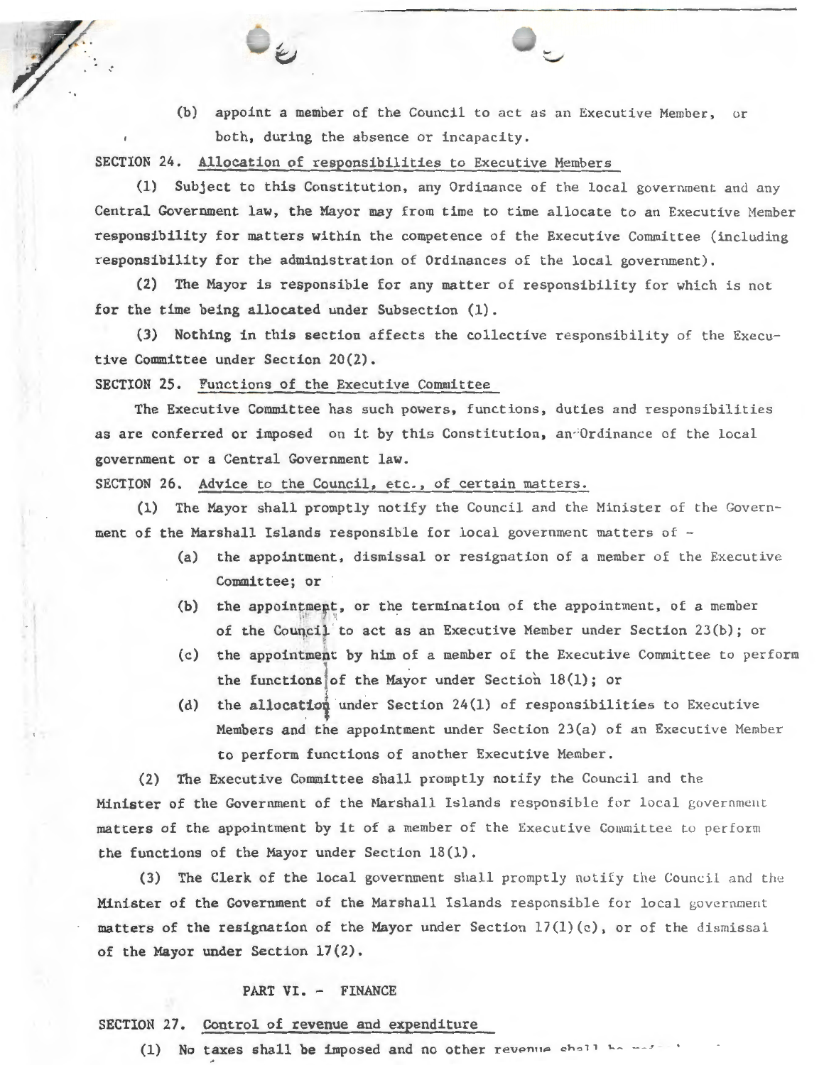(b) appoint a member of the Council to act as an Executive Member, or both, during the absence or incapacity.

SECTION 24. Allocation of responsibilities to Executive Members

(1) Subject to this Constitution, any Ordinance of the local government and any Central Government law, the Mayor may from time to time allocate to an Executive Member responsibility for matters within the competence of the Executive Committee (including responsibility for the administration of Ordinances of the local government).

(2) The Mayor is responsible for any matter of responsibility for which is not for the time being allocated under Subsection (1).

(3) Nothing in this section affects the collective responsibility of the Executive Committee under Section 20(2).

SECTION 25. Functions of the Executive Committee

The Executive Committee has such powers, functions, duties and responsibilities as are conferred or imposed on it by this Constitution, an Ordinance of the local government or a Central Government law.

SECTION 26. Advice to the Council, etc., of certain matters.

(1) The Mayor shall promptly notify the Council and the Minister of the Government of the Marshall Islands responsible for local government matters of -

- (a) the appointment, dismissal or resignation of a member of the Executive Committee; or
- (b) the appointment, or the termination of the appointment, of a member of the Council to act as an Executive Member under Section 23(b); or
- (c) the appointment by him of a member of the Executive Committee to perform the functions of the Mayor under Section 18(1); or
- (d) the allocation under Section 24(1) of responsibilities to Executive Members and the appointment under Section 23(a) of an Executive Member to perform functions of another Executive Member.

(2) The Executive Committee shall promptly notify the Council and the Minister of the Government of the Marshall Islands responsible for local government matters of the appointment by it of a member of the Executive Committee to perform the functions of the Mayor under Section 18(1).

(3) The Clerk of the local government shall promptly notify the Council and the Minister of the Government of the Marshall Islands responsible for local government matters of the resignation of the Mayor under Section 17(1)(c), or of the dismissal of the Mayor under Section 17(2).

## PART VI. - FINANCE

SECTION 27. Control of revenue and expenditure

(1) No taxes shall be imposed and no other revenue shall be ...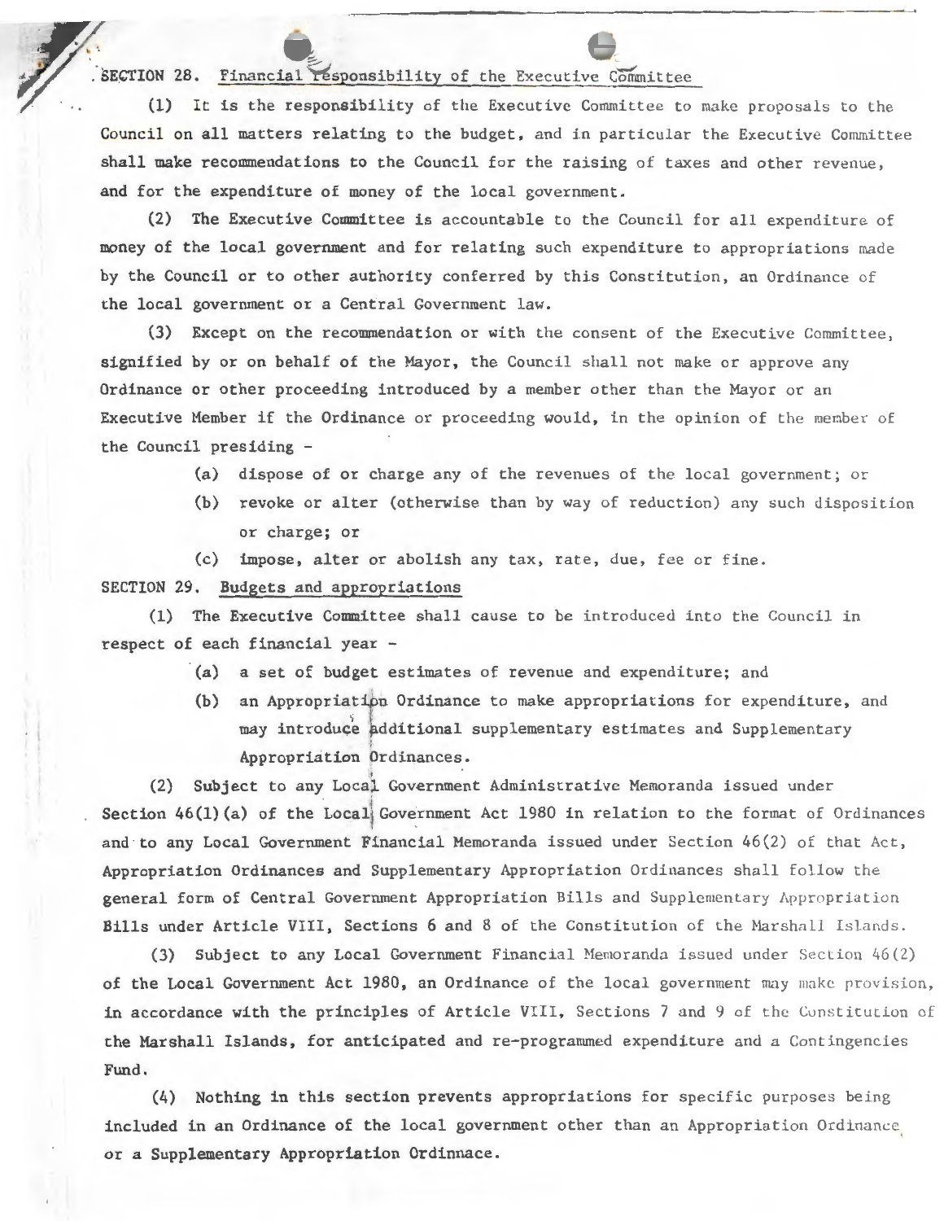## SECTION 28. Financial responsibility of the Executive Committee

(1) It is the responsibility of the Executive Committee to make proposals to the Council on all matters relating to the budget, and in particular the Executive Committee shall make recommendations to the Council for the raising of taxes and other revenue, and for the expenditure of money of the local government.

(2) The Executive Committee is accountable to the Council for all expenditure of money of the local government and for relating such expenditure to appropriations made by the Council or to other authority conferred by this Constitution, an Ordinance of the local government or a Central Government law.

(3) Except on the recommendation or with the consent of the Executive Committee, signified by or on behalf of the Mayor, the Council shall not make or approve any Ordinance or other proceeding introduced by a member other than the Mayor or an Executive Member if the Ordinance or proceeding would, in the opinion of the member of the Council presiding -

- (a) dispose of or charge any of the revenues of the local government; or
- (b) revoke or alter (otherwise than by way of reduction) any such disposition or charge; or
- (c) impose, alter or abolish any tax, rate, due, fee or fine.

## SECTION 29. Budgets and appropriations

(1) The Executive Committee shall cause to be introduced into the Council in respect of each financial year -

- (a) a set of budget estimates of revenue and expenditure; and
- (b) an Appropriation Ordinance to make appropriations for expenditure, and may introduce additional supplementary estimates and Supplementary Appropriation Ordinances.

(2) Subject to any Local Government Administrative Memoranda issued under Section 46(1)(a) of the Local Government Act 1980 in relation to the format of Ordinances and to any Local Government Financial Memoranda issued under Section 46(2) of that Act, Appropriation Ordinances and Supplementary Appropriation Ordinances shall follow the general form of Central Government Appropriation Bills and Supplementary Appropriation Bills under Article VIII, Sections 6 and 8 of the Constitution of the Marshall Islands.

(3) Subject to any Local Government Financial Memoranda issued under Section 46(2) of the Local Government Act 1980, an Ordinance of the local government may make provision, in accordance with the principles of Article VIII, Sections 7 and 9 of the Constitution of the Marshall Islands, for anticipated and re-programmed expenditure and a Contingencies Fund.

(4) Nothing in this section prevents appropriations for specific purposes being included in an Ordinance of the local government other than an Appropriation Ordinance or a Supplementary Appropriation Ordinnace.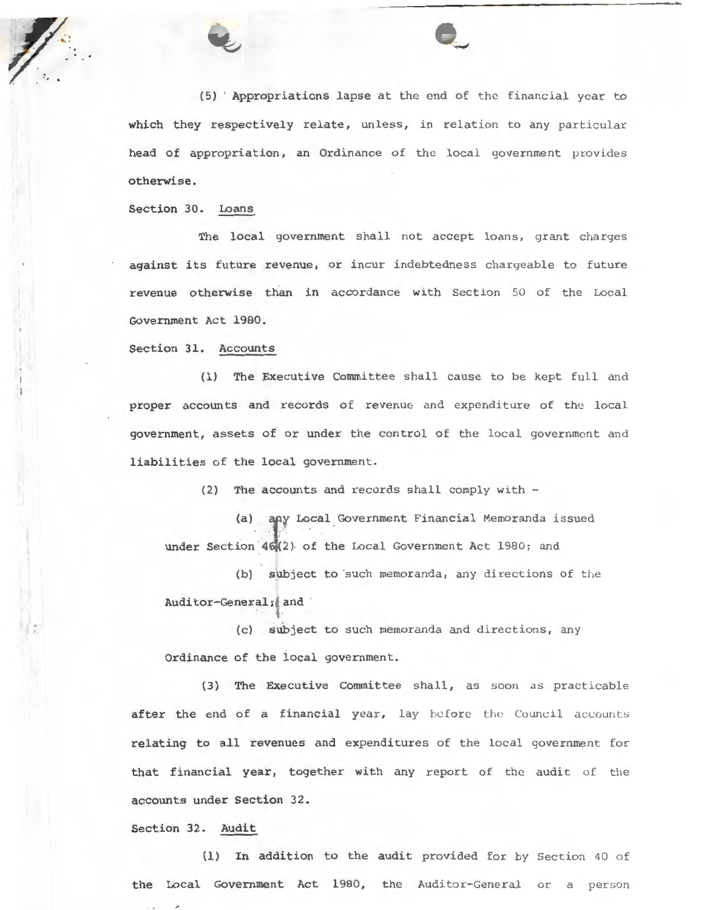(5) Appropriations lapse at the end of the financial year to which they respectively relate, unless, in relation to any particular head of appropriation, an Ordinance of the local government provides otherwise.

Section 30. Loans

The local government shall not accept loans, grant charges against its future revenue, or incur indebtedness chargeable to future revenue otherwise than in accordance with Section 50 of the Local Government Act 1980.

Section 31. Accounts

(1) The Executive Committee shall cause to be kept full and proper accounts and records of revenue and expenditure of the local government, assets of or under the control of the local government and liabilities of the local government.

(2) The accounts and records shall comply with -

(a) any Local Government Financial Memoranda issued under Section 46(2) of the Local Government Act 1980; and

(b) subject to such memoranda, any directions of the Auditor-General; and

(c) subject to such memoranda and directions, any Ordinance of the local government.

(3) The Executive Committee shall, as soon as practicable after the end of a financial year, lay before the Council accounts relating to all revenues and expenditures of the local government for that financial year, together with any report of the audit of the accounts under Section 32.

Section 32. Audit

(1) In addition to the audit provided for by Section 40 of the Local Government Act 1980, the Auditor-General or a person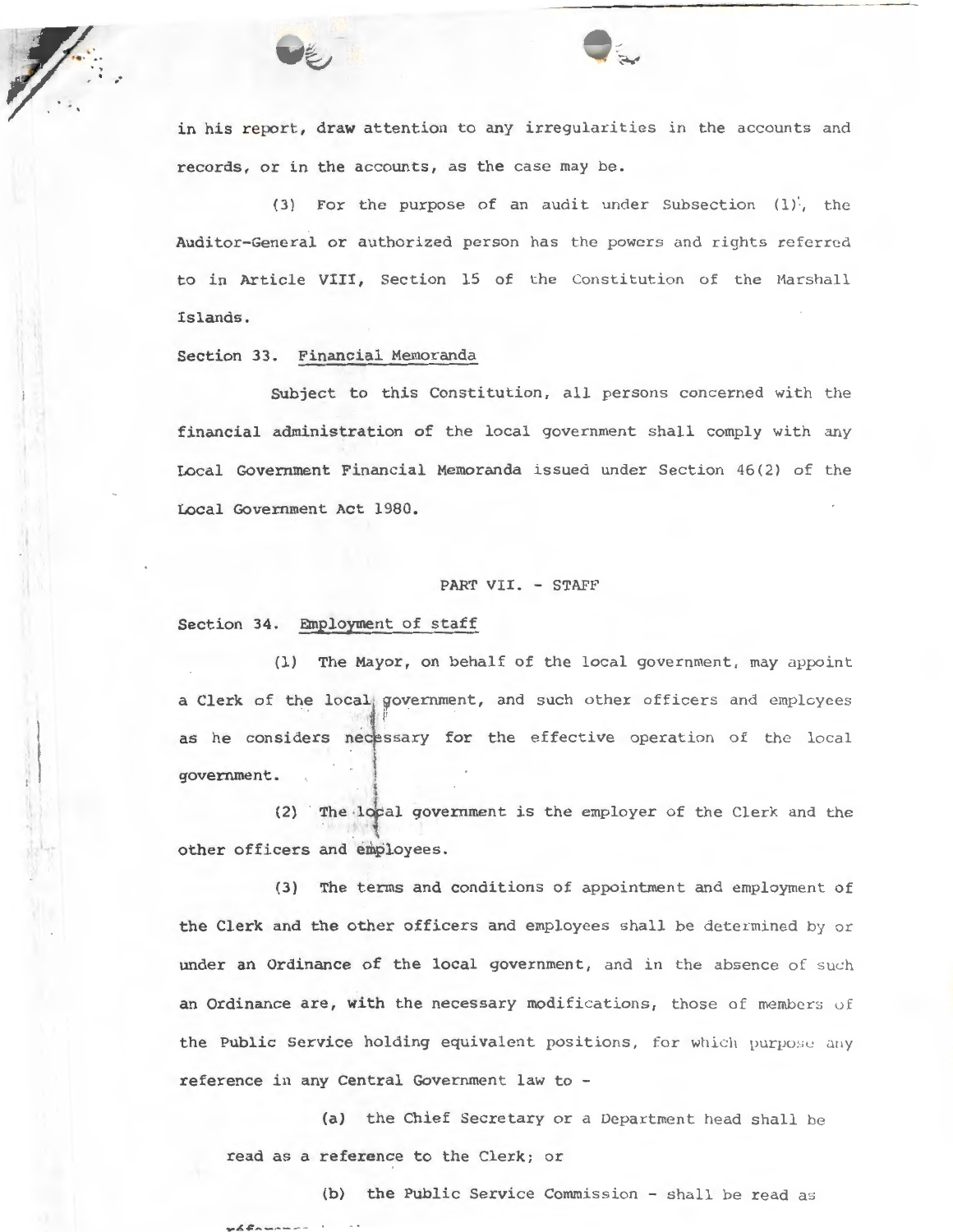in his report, draw attention to any irregularities in the accounts and records, or in the accounts, as the case may be.

(3) For the purpose of an audit under Subsection (1), the Auditor-General or authorized person has the powers and rights referred to in Article VIII, Section 15 of the Constitution of the Marshall Islands.

Section 33. Financial Memoranda

Subject to this Constitution, all persons concerned with the financial administration of the local government shall comply with any Local Government Financial Memoranda issued under Section 46(2) of the Local Government Act 1980.

## PART VII. - STAFF

Section 34. Employment of staff

(1) The Mayor, on behalf of the local government, may appoint a Clerk of the local government, and such other officers and employees as he considers necessary for the effective operation of the local government.

(2) The local government is the employer of the Clerk and the other officers and employees.

(3) The terms and conditions of appointment and employment of the Clerk and the other officers and employees shall be determined by or under an Ordinance of the local government, and in the absence of such an Ordinance are, with the necessary modifications, those of members of the Public Service holding equivalent positions, for which purpose any reference in any Central Government law to -

(a) the Chief Secretary or a Department head shall be read as a reference to the Clerk; or

(b) the Public Service Commission - shall be read as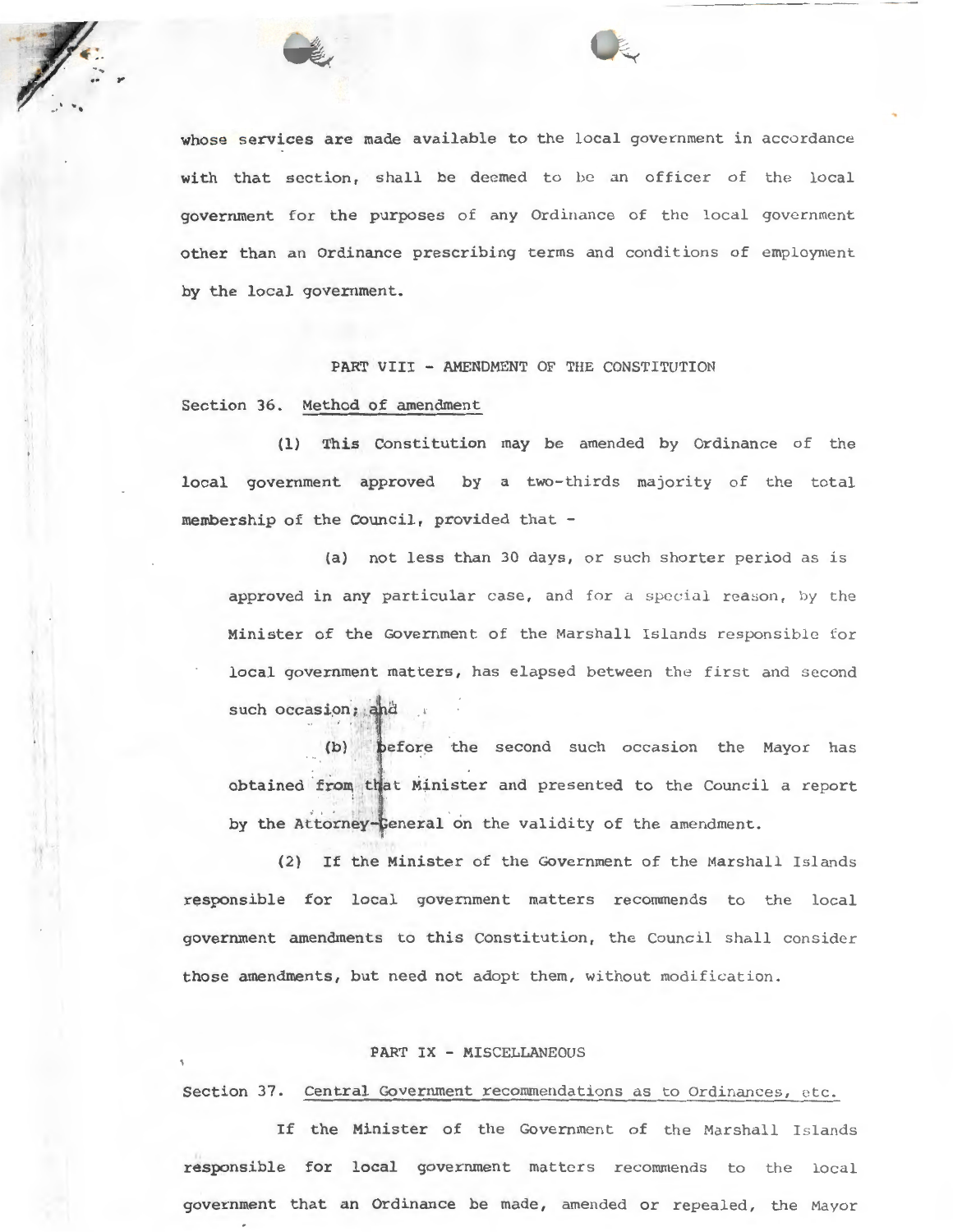whose services are made available to the local government in accordance with that section, shall be deemed to be an officer of the local government for the purposes of any Ordinance of the local government other than an Ordinance prescribing terms and conditions of employment by the local government.

## PART VIII - AMENDMENT OF THE CONSTITUTION

Section 36. Method of amendment

(1) This Constitution may be amended by Ordinance of the local government approved by a two-thirds majority of the total membership of the Council, provided that -

(a) not less than 30 days, or such shorter period as is approved in any particular case, and for a special reason, by the Minister of the Government of the Marshall Islands responsible for local government matters, has elapsed between the first and second such occasion; and

(b) before the second such occasion the Mayor has obtained from that Minister and presented to the Council a report by the Attorney-General on the validity of the amendment.

(2) If the Minister of the Government of the Marshall Islands responsible for local government matters recommends to the local government amendments to this Constitution, the Council shall consider those amendments, but need not adopt them, without modification.

## PART IX - MISCELLANEOUS

Section 37. Central Government recommendations as to Ordinances, etc.

If the Minister of the Government of the Marshall Islands responsible for local government matters recommends to the local government that an Ordinance be made, amended or repealed, the Mayor